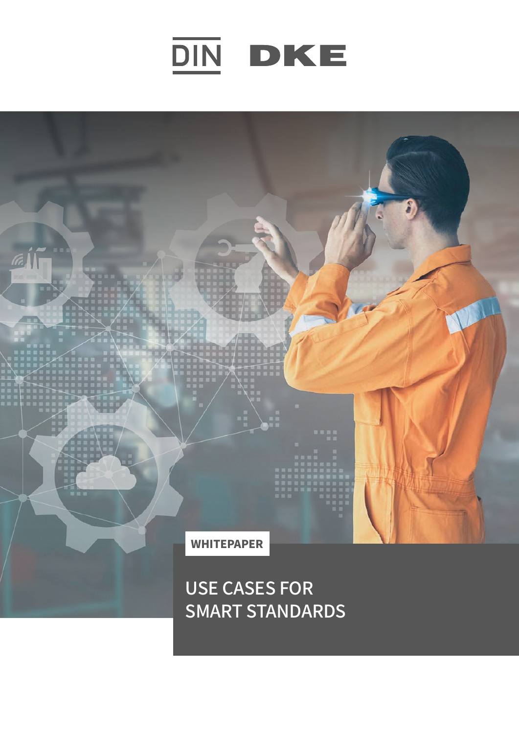DIN DKE

WHITEPAPER

# USE CASES FOR SMART STANDARDS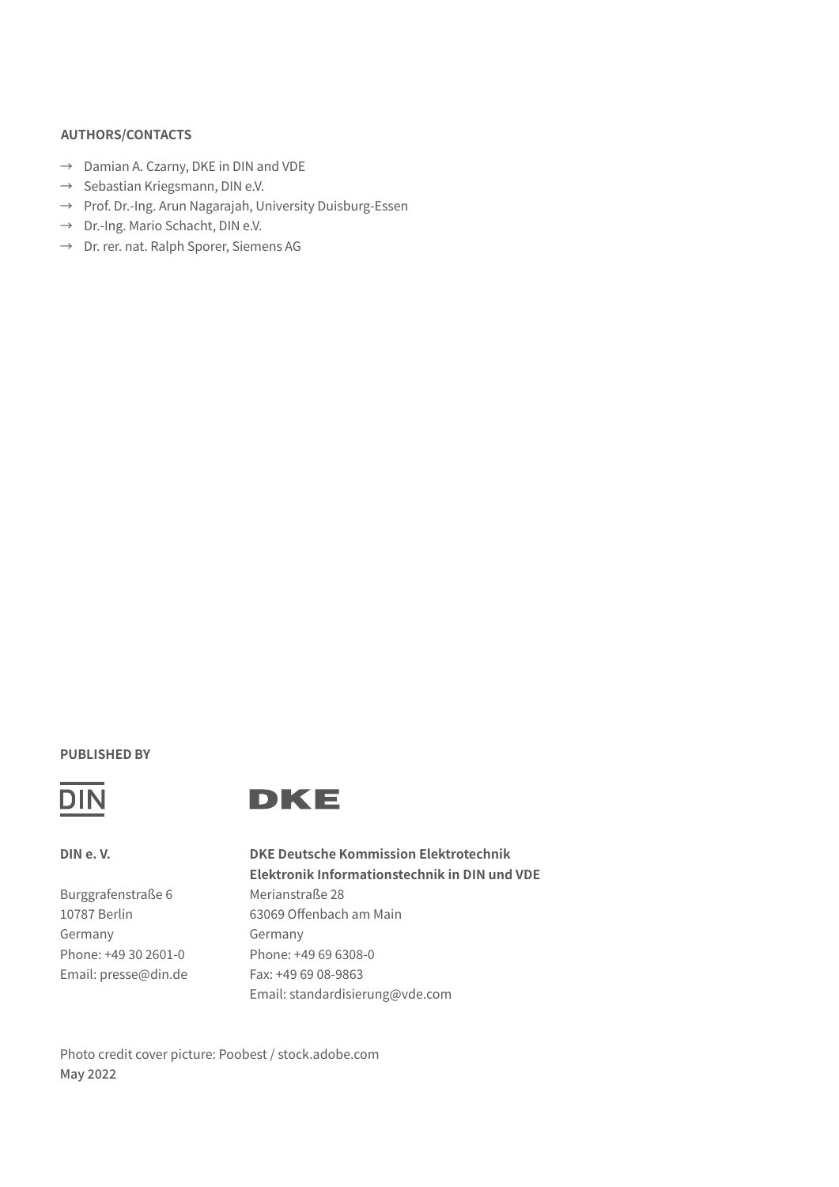**AUTHORS/CONTACTS**

- → Damian A. Czarny, DKE in DIN and VDE
- → Sebastian Kriegsmann, DIN e.V.
- → Prof. Dr.-Ing. Arun Nagarajah, University Duisburg-Essen
- → Dr.-Ing. Mario Schacht, DIN e.V.
- → Dr. rer. nat. Ralph Sporer, Siemens AG

**PUBLISHED BY**

DIN

DKE

**DIN e. V.**

Burggrafenstraße 6
10787 Berlin
Germany
Phone: +49 30 2601-0
Email: presse@din.de

**DKE Deutsche Kommission Elektrotechnik Elektronik Informationstechnik in DIN und VDE**

Merianstraße 28
63069 Offenbach am Main
Germany
Phone: +49 69 6308-0
Fax: +49 69 08-9863
Email: standardisierung@vde.com

Photo credit cover picture: Poobest / stock.adobe.com

**May 2022**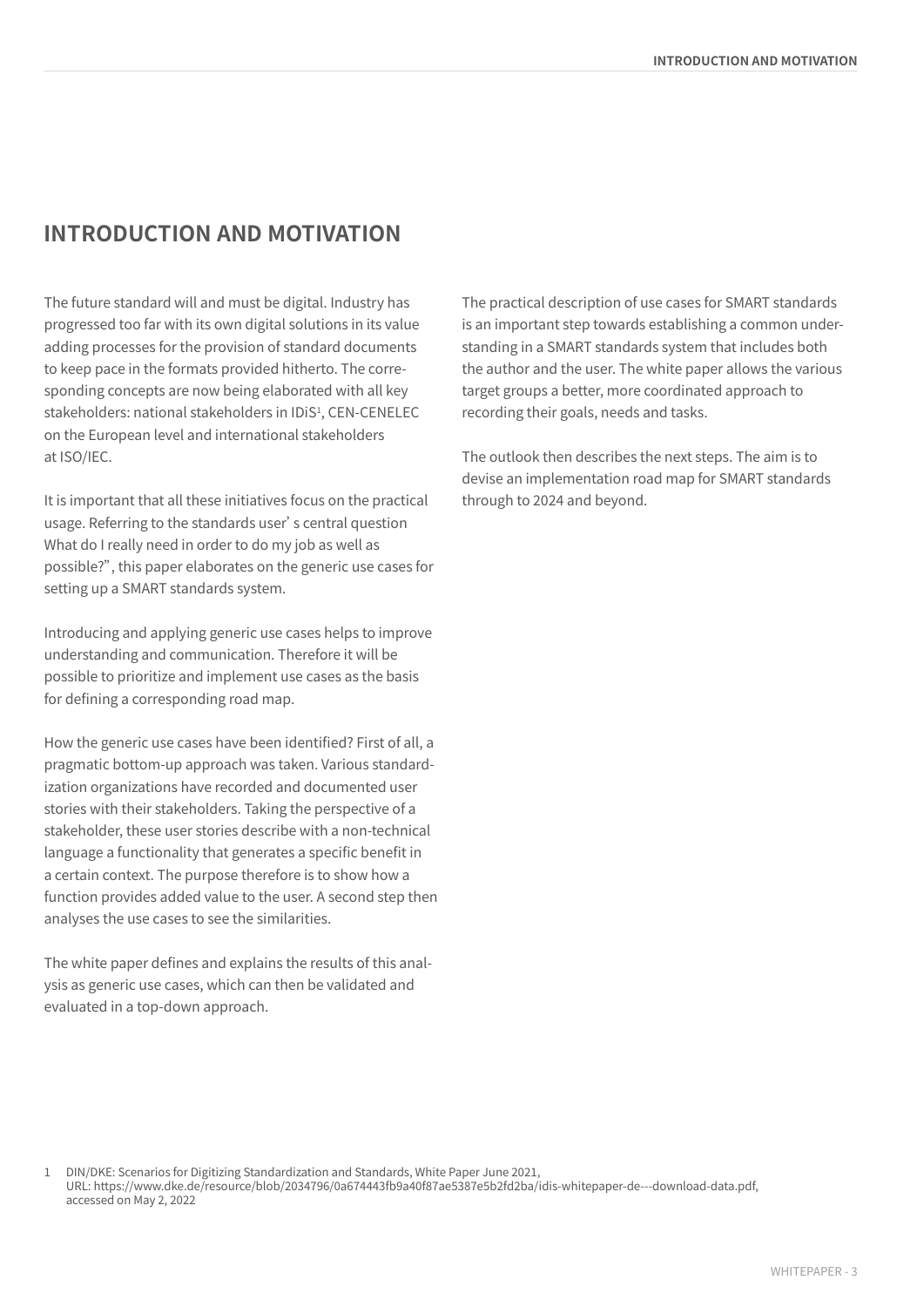# INTRODUCTION AND MOTIVATION

The future standard will and must be digital. Industry has progressed too far with its own digital solutions in its value adding processes for the provision of standard documents to keep pace in the formats provided hitherto. The corresponding concepts are now being elaborated with all key stakeholders: national stakeholders in IDiS[1], CEN-CENELEC on the European level and international stakeholders at ISO/IEC.

It is important that all these initiatives focus on the practical usage. Referring to the standards user' s central question What do I really need in order to do my job as well as possible?", this paper elaborates on the generic use cases for setting up a SMART standards system.

Introducing and applying generic use cases helps to improve understanding and communication. Therefore it will be possible to prioritize and implement use cases as the basis for defining a corresponding road map.

How the generic use cases have been identified? First of all, a pragmatic bottom-up approach was taken. Various standardization organizations have recorded and documented user stories with their stakeholders. Taking the perspective of a stakeholder, these user stories describe with a non-technical language a functionality that generates a specific benefit in a certain context. The purpose therefore is to show how a function provides added value to the user. A second step then analyses the use cases to see the similarities.

The white paper defines and explains the results of this analysis as generic use cases, which can then be validated and evaluated in a top-down approach.

The practical description of use cases for SMART standards is an important step towards establishing a common understanding in a SMART standards system that includes both the author and the user. The white paper allows the various target groups a better, more coordinated approach to recording their goals, needs and tasks.

The outlook then describes the next steps. The aim is to devise an implementation road map for SMART standards through to 2024 and beyond.

1 DIN/DKE: Scenarios for Digitizing Standardization and Standards, White Paper June 2021, URL: https://www.dke.de/resource/blob/2034796/0a674443fb9a40f87ae5387e5b2fd2ba/idis-whitepaper-de---download-data.pdf, accessed on May 2, 2022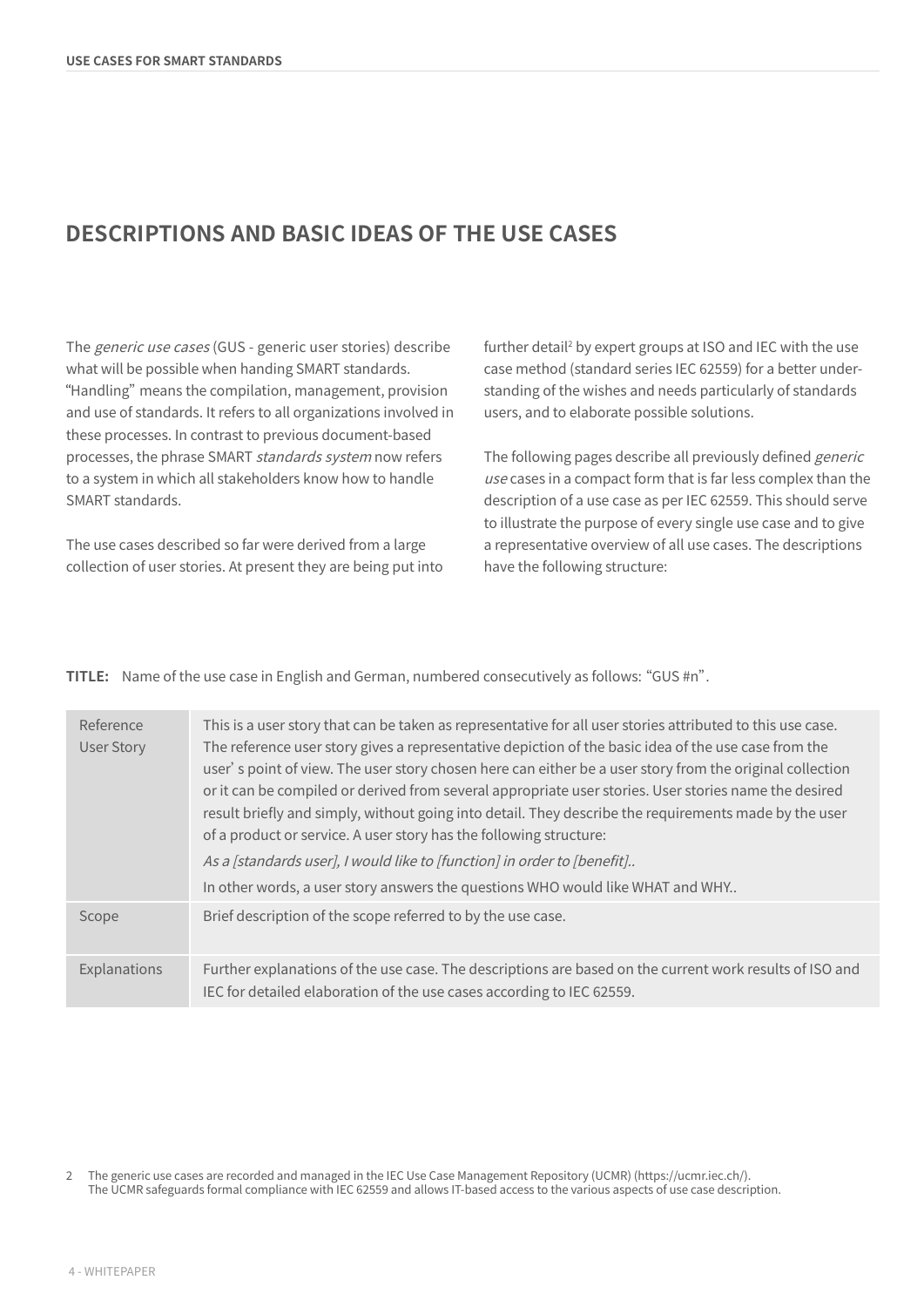## DESCRIPTIONS AND BASIC IDEAS OF THE USE CASES

The *generic use cases* (GUS - generic user stories) describe what will be possible when handing SMART standards. “Handling” means the compilation, management, provision and use of standards. It refers to all organizations involved in these processes. In contrast to previous document-based processes, the phrase SMART *standards system* now refers to a system in which all stakeholders know how to handle SMART standards.

The use cases described so far were derived from a large collection of user stories. At present they are being put into further detail[2] by expert groups at ISO and IEC with the use case method (standard series IEC 62559) for a better understanding of the wishes and needs particularly of standards users, and to elaborate possible solutions.

The following pages describe all previously defined *generic use* cases in a compact form that is far less complex than the description of a use case as per IEC 62559. This should serve to illustrate the purpose of every single use case and to give a representative overview of all use cases. The descriptions have the following structure:

**TITLE:** Name of the use case in English and German, numbered consecutively as follows: “GUS #n”.

| | |
|---|---|
| Reference User Story | This is a user story that can be taken as representative for all user stories attributed to this use case. The reference user story gives a representative depiction of the basic idea of the use case from the user’ s point of view. The user story chosen here can either be a user story from the original collection or it can be compiled or derived from several appropriate user stories. User stories name the desired result briefly and simply, without going into detail. They describe the requirements made by the user of a product or service. A user story has the following structure:<br>*As a [standards user], I would like to [function] in order to [benefit]..*<br>In other words, a user story answers the questions WHO would like WHAT and WHY.. |
| Scope | Brief description of the scope referred to by the use case. |
| Explanations | Further explanations of the use case. The descriptions are based on the current work results of ISO and IEC for detailed elaboration of the use cases according to IEC 62559. |

2 The generic use cases are recorded and managed in the IEC Use Case Management Repository (UCMR) (https://ucmr.iec.ch/). The UCMR safeguards formal compliance with IEC 62559 and allows IT-based access to the various aspects of use case description.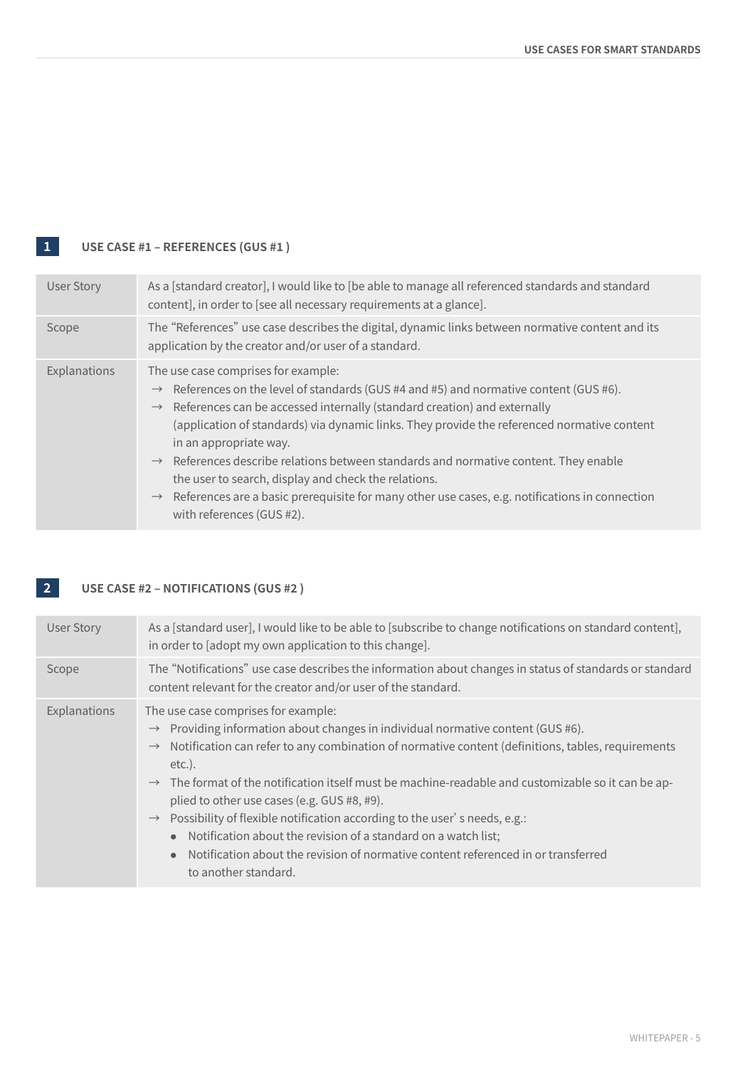## 1 USE CASE #1 – REFERENCES (GUS #1 )

| | |
|---|---|
| User Story | As a [standard creator], I would like to [be able to manage all referenced standards and standard content], in order to [see all necessary requirements at a glance]. |
| Scope | The "References" use case describes the digital, dynamic links between normative content and its application by the creator and/or user of a standard. |
| Explanations | The use case comprises for example:<br>→ References on the level of standards (GUS #4 and #5) and normative content (GUS #6).<br>→ References can be accessed internally (standard creation) and externally (application of standards) via dynamic links. They provide the referenced normative content in an appropriate way.<br>→ References describe relations between standards and normative content. They enable the user to search, display and check the relations.<br>→ References are a basic prerequisite for many other use cases, e.g. notifications in connection with references (GUS #2). |

## 2 USE CASE #2 – NOTIFICATIONS (GUS #2 )

| | |
|---|---|
| User Story | As a [standard user], I would like to be able to [subscribe to change notifications on standard content], in order to [adopt my own application to this change]. |
| Scope | The "Notifications" use case describes the information about changes in status of standards or standard content relevant for the creator and/or user of the standard. |
| Explanations | The use case comprises for example:<br>→ Providing information about changes in individual normative content (GUS #6).<br>→ Notification can refer to any combination of normative content (definitions, tables, requirements etc.).<br>→ The format of the notification itself must be machine-readable and customizable so it can be applied to other use cases (e.g. GUS #8, #9).<br>→ Possibility of flexible notification according to the user' s needs, e.g.:<br>• Notification about the revision of a standard on a watch list;<br>• Notification about the revision of normative content referenced in or transferred to another standard. |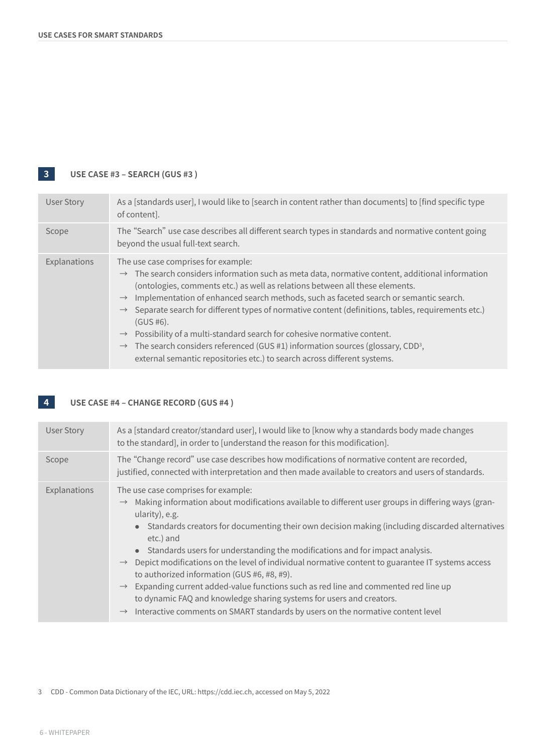## 3 USE CASE #3 – SEARCH (GUS #3 )

| | |
|---|---|
| User Story | As a [standards user], I would like to [search in content rather than documents] to [find specific type of content]. |
| Scope | The "Search" use case describes all different search types in standards and normative content going beyond the usual full-text search. |
| Explanations | The use case comprises for example:<br>→ The search considers information such as meta data, normative content, additional information (ontologies, comments etc.) as well as relations between all these elements.<br>→ Implementation of enhanced search methods, such as faceted search or semantic search.<br>→ Separate search for different types of normative content (definitions, tables, requirements etc.) (GUS #6).<br>→ Possibility of a multi-standard search for cohesive normative content.<br>→ The search considers referenced (GUS #1) information sources (glossary, CDD[3], external semantic repositories etc.) to search across different systems. |

## 4 USE CASE #4 – CHANGE RECORD (GUS #4 )

| | |
|---|---|
| User Story | As a [standard creator/standard user], I would like to [know why a standards body made changes to the standard], in order to [understand the reason for this modification]. |
| Scope | The "Change record" use case describes how modifications of normative content are recorded, justified, connected with interpretation and then made available to creators and users of standards. |
| Explanations | The use case comprises for example:<br>→ Making information about modifications available to different user groups in differing ways (granularity), e.g.<br>• Standards creators for documenting their own decision making (including discarded alternatives etc.) and<br>• Standards users for understanding the modifications and for impact analysis.<br>→ Depict modifications on the level of individual normative content to guarantee IT systems access to authorized information (GUS #6, #8, #9).<br>→ Expanding current added-value functions such as red line and commented red line up to dynamic FAQ and knowledge sharing systems for users and creators.<br>→ Interactive comments on SMART standards by users on the normative content level |

3 CDD - Common Data Dictionary of the IEC, URL: https://cdd.iec.ch, accessed on May 5, 2022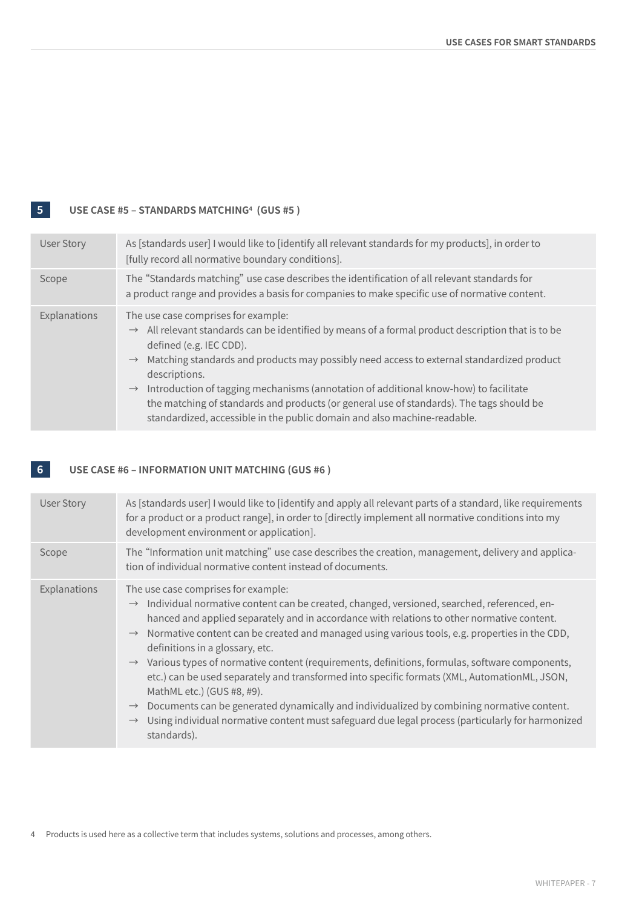## 5 USE CASE #5 – STANDARDS MATCHING[4] (GUS #5 )

| | |
|---|---|
| User Story | As [standards user] I would like to [identify all relevant standards for my products], in order to [fully record all normative boundary conditions]. |
| Scope | The "Standards matching" use case describes the identification of all relevant standards for a product range and provides a basis for companies to make specific use of normative content. |
| Explanations | The use case comprises for example:<br>→ All relevant standards can be identified by means of a formal product description that is to be defined (e.g. IEC CDD).<br>→ Matching standards and products may possibly need access to external standardized product descriptions.<br>→ Introduction of tagging mechanisms (annotation of additional know-how) to facilitate the matching of standards and products (or general use of standards). The tags should be standardized, accessible in the public domain and also machine-readable. |

## 6 USE CASE #6 – INFORMATION UNIT MATCHING (GUS #6 )

| | |
|---|---|
| User Story | As [standards user] I would like to [identify and apply all relevant parts of a standard, like requirements for a product or a product range], in order to [directly implement all normative conditions into my development environment or application]. |
| Scope | The "Information unit matching" use case describes the creation, management, delivery and application of individual normative content instead of documents. |
| Explanations | The use case comprises for example:<br>→ Individual normative content can be created, changed, versioned, searched, referenced, enhanced and applied separately and in accordance with relations to other normative content.<br>→ Normative content can be created and managed using various tools, e.g. properties in the CDD, definitions in a glossary, etc.<br>→ Various types of normative content (requirements, definitions, formulas, software components, etc.) can be used separately and transformed into specific formats (XML, AutomationML, JSON, MathML etc.) (GUS #8, #9).<br>→ Documents can be generated dynamically and individualized by combining normative content.<br>→ Using individual normative content must safeguard due legal process (particularly for harmonized standards). |

4 Products is used here as a collective term that includes systems, solutions and processes, among others.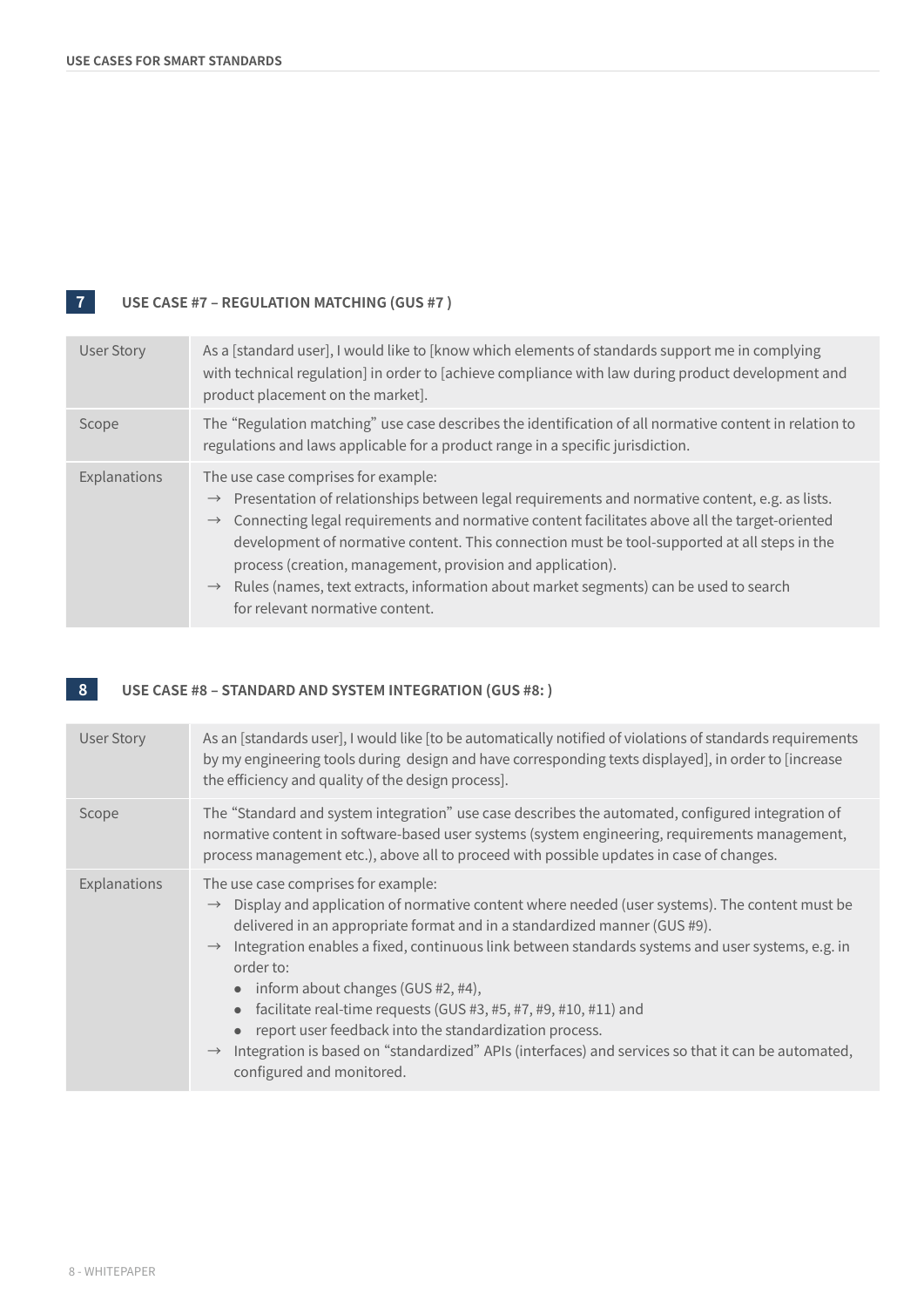## 7 USE CASE #7 – REGULATION MATCHING (GUS #7 )

| | |
|---|---|
| User Story | As a [standard user], I would like to [know which elements of standards support me in complying with technical regulation] in order to [achieve compliance with law during product development and product placement on the market]. |
| Scope | The "Regulation matching" use case describes the identification of all normative content in relation to regulations and laws applicable for a product range in a specific jurisdiction. |
| Explanations | The use case comprises for example:<br>→ Presentation of relationships between legal requirements and normative content, e.g. as lists.<br>→ Connecting legal requirements and normative content facilitates above all the target-oriented development of normative content. This connection must be tool-supported at all steps in the process (creation, management, provision and application).<br>→ Rules (names, text extracts, information about market segments) can be used to search for relevant normative content. |

## 8 USE CASE #8 – STANDARD AND SYSTEM INTEGRATION (GUS #8: )

| | |
|---|---|
| User Story | As an [standards user], I would like [to be automatically notified of violations of standards requirements by my engineering tools during design and have corresponding texts displayed], in order to [increase the efficiency and quality of the design process]. |
| Scope | The "Standard and system integration" use case describes the automated, configured integration of normative content in software-based user systems (system engineering, requirements management, process management etc.), above all to proceed with possible updates in case of changes. |
| Explanations | The use case comprises for example:<br>→ Display and application of normative content where needed (user systems). The content must be delivered in an appropriate format and in a standardized manner (GUS #9).<br>→ Integration enables a fixed, continuous link between standards systems and user systems, e.g. in order to:<br>• inform about changes (GUS #2, #4),<br>• facilitate real-time requests (GUS #3, #5, #7, #9, #10, #11) and<br>• report user feedback into the standardization process.<br>→ Integration is based on "standardized" APIs (interfaces) and services so that it can be automated, configured and monitored. |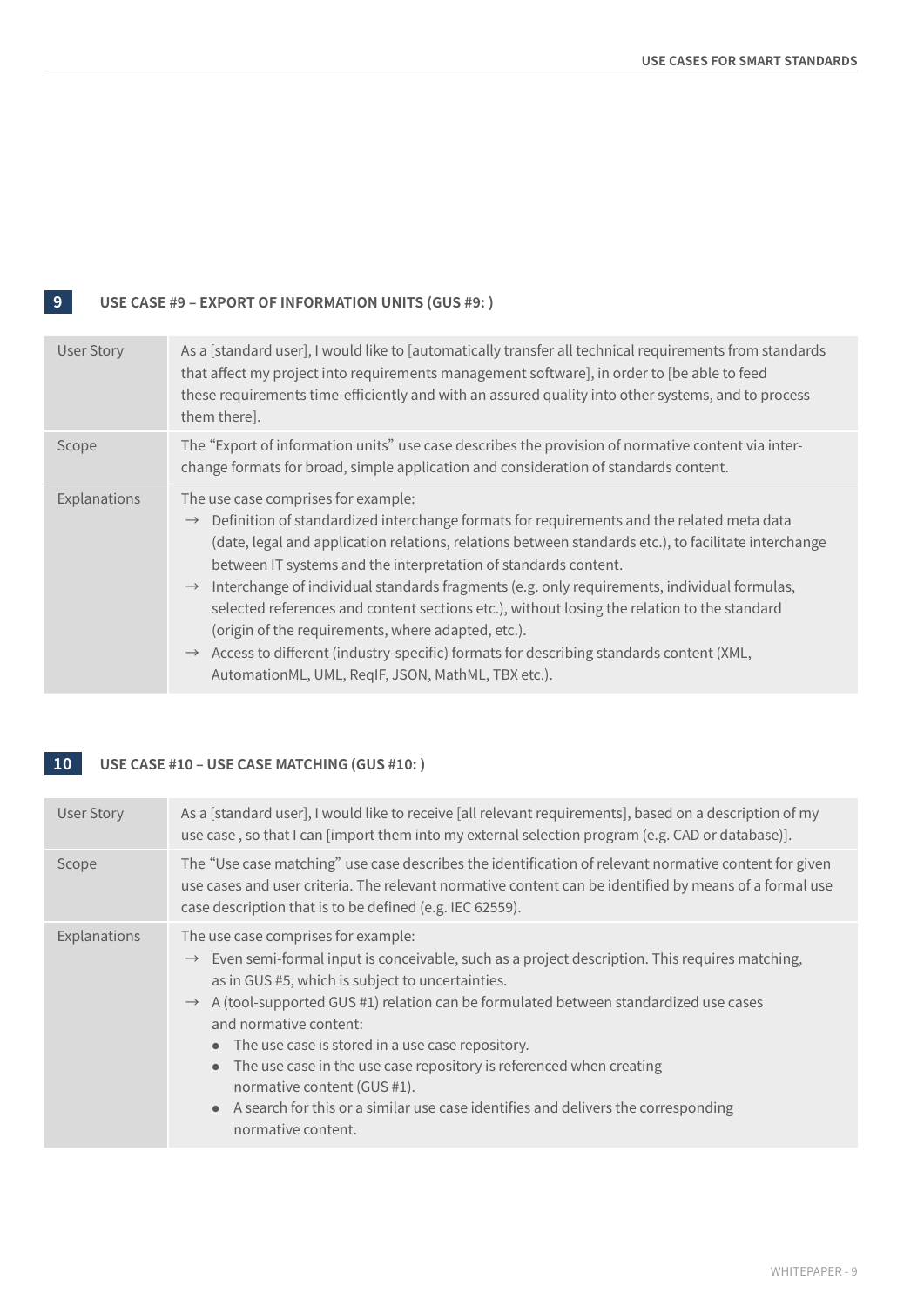## 9 USE CASE #9 – EXPORT OF INFORMATION UNITS (GUS #9: )

| | |
|---|---|
| User Story | As a [standard user], I would like to [automatically transfer all technical requirements from standards that affect my project into requirements management software], in order to [be able to feed these requirements time-efficiently and with an assured quality into other systems, and to process them there]. |
| Scope | The “Export of information units” use case describes the provision of normative content via interchange formats for broad, simple application and consideration of standards content. |
| Explanations | The use case comprises for example:<br>→ Definition of standardized interchange formats for requirements and the related meta data (date, legal and application relations, relations between standards etc.), to facilitate interchange between IT systems and the interpretation of standards content.<br>→ Interchange of individual standards fragments (e.g. only requirements, individual formulas, selected references and content sections etc.), without losing the relation to the standard (origin of the requirements, where adapted, etc.).<br>→ Access to different (industry-specific) formats for describing standards content (XML, AutomationML, UML, ReqIF, JSON, MathML, TBX etc.). |

## 10 USE CASE #10 – USE CASE MATCHING (GUS #10: )

| | |
|---|---|
| User Story | As a [standard user], I would like to receive [all relevant requirements], based on a description of my use case , so that I can [import them into my external selection program (e.g. CAD or database)]. |
| Scope | The “Use case matching” use case describes the identification of relevant normative content for given use cases and user criteria. The relevant normative content can be identified by means of a formal use case description that is to be defined (e.g. IEC 62559). |
| Explanations | The use case comprises for example:<br>→ Even semi-formal input is conceivable, such as a project description. This requires matching, as in GUS #5, which is subject to uncertainties.<br>→ A (tool-supported GUS #1) relation can be formulated between standardized use cases and normative content:<br>• The use case is stored in a use case repository.<br>• The use case in the use case repository is referenced when creating normative content (GUS #1).<br>• A search for this or a similar use case identifies and delivers the corresponding normative content. |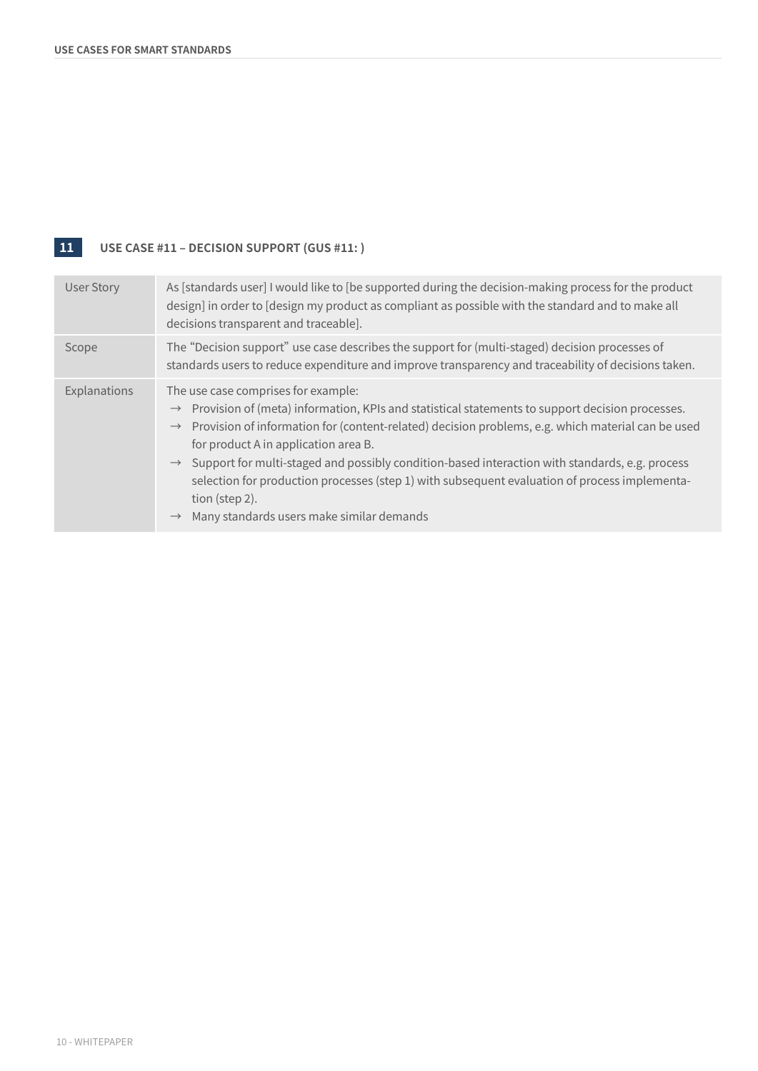## 11 USE CASE #11 – DECISION SUPPORT (GUS #11: )

| | |
|---|---|
| User Story | As [standards user] I would like to [be supported during the decision-making process for the product design] in order to [design my product as compliant as possible with the standard and to make all decisions transparent and traceable]. |
| Scope | The “Decision support” use case describes the support for (multi-staged) decision processes of standards users to reduce expenditure and improve transparency and traceability of decisions taken. |
| Explanations | The use case comprises for example:<br>→ Provision of (meta) information, KPIs and statistical statements to support decision processes.<br>→ Provision of information for (content-related) decision problems, e.g. which material can be used for product A in application area B.<br>→ Support for multi-staged and possibly condition-based interaction with standards, e.g. process selection for production processes (step 1) with subsequent evaluation of process implementation (step 2).<br>→ Many standards users make similar demands |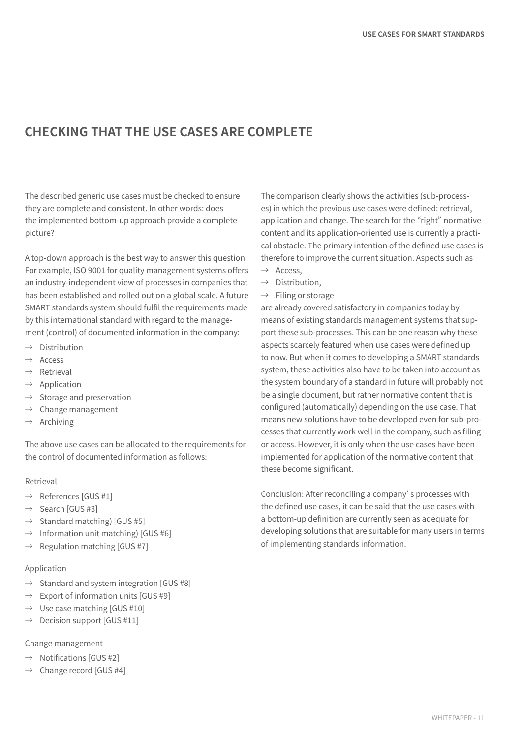## CHECKING THAT THE USE CASES ARE COMPLETE

The described generic use cases must be checked to ensure they are complete and consistent. In other words: does the implemented bottom-up approach provide a complete picture?

A top-down approach is the best way to answer this question. For example, ISO 9001 for quality management systems offers an industry-independent view of processes in companies that has been established and rolled out on a global scale. A future SMART standards system should fulfil the requirements made by this international standard with regard to the management (control) of documented information in the company:

- → Distribution
- → Access
- → Retrieval
- → Application
- → Storage and preservation
- → Change management
- → Archiving

The above use cases can be allocated to the requirements for the control of documented information as follows:

Retrieval

- → References [GUS #1]
- → Search [GUS #3]
- → Standard matching) [GUS #5]
- → Information unit matching) [GUS #6]
- → Regulation matching [GUS #7]

Application

- → Standard and system integration [GUS #8]
- → Export of information units [GUS #9]
- → Use case matching [GUS #10]
- → Decision support [GUS #11]

Change management

- → Notifications [GUS #2]
- → Change record [GUS #4]

The comparison clearly shows the activities (sub-processes) in which the previous use cases were defined: retrieval, application and change. The search for the "right" normative content and its application-oriented use is currently a practical obstacle. The primary intention of the defined use cases is therefore to improve the current situation. Aspects such as

- → Access,
- → Distribution,
- → Filing or storage

are already covered satisfactory in companies today by means of existing standards management systems that support these sub-processes. This can be one reason why these aspects scarcely featured when use cases were defined up to now. But when it comes to developing a SMART standards system, these activities also have to be taken into account as the system boundary of a standard in future will probably not be a single document, but rather normative content that is configured (automatically) depending on the use case. That means new solutions have to be developed even for sub-processes that currently work well in the company, such as filing or access. However, it is only when the use cases have been implemented for application of the normative content that these become significant.

Conclusion: After reconciling a company' s processes with the defined use cases, it can be said that the use cases with a bottom-up definition are currently seen as adequate for developing solutions that are suitable for many users in terms of implementing standards information.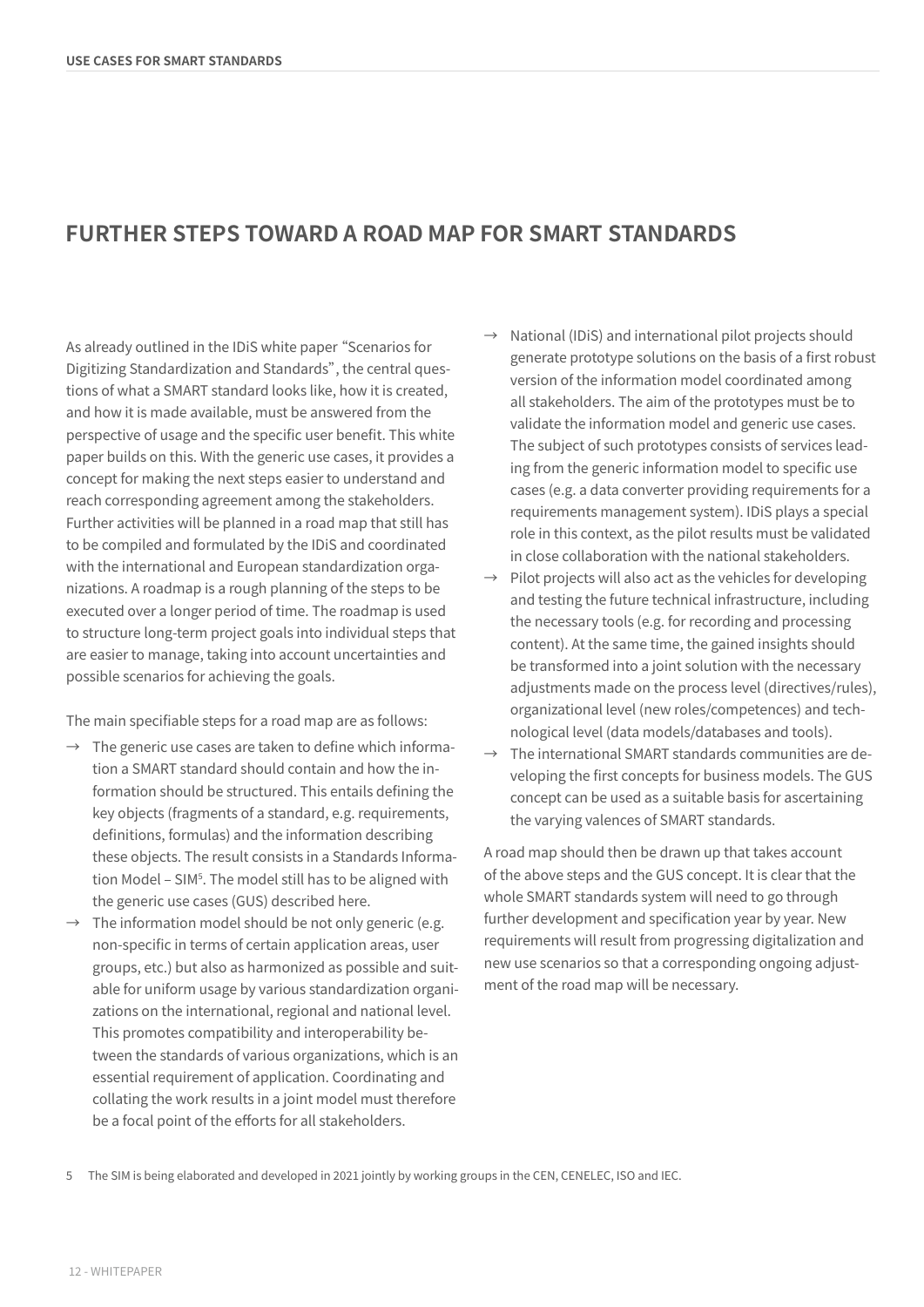## FURTHER STEPS TOWARD A ROAD MAP FOR SMART STANDARDS

As already outlined in the IDiS white paper "Scenarios for Digitizing Standardization and Standards", the central questions of what a SMART standard looks like, how it is created, and how it is made available, must be answered from the perspective of usage and the specific user benefit. This white paper builds on this. With the generic use cases, it provides a concept for making the next steps easier to understand and reach corresponding agreement among the stakeholders. Further activities will be planned in a road map that still has to be compiled and formulated by the IDiS and coordinated with the international and European standardization organizations. A roadmap is a rough planning of the steps to be executed over a longer period of time. The roadmap is used to structure long-term project goals into individual steps that are easier to manage, taking into account uncertainties and possible scenarios for achieving the goals.

The main specifiable steps for a road map are as follows:

- → The generic use cases are taken to define which information a SMART standard should contain and how the information should be structured. This entails defining the key objects (fragments of a standard, e.g. requirements, definitions, formulas) and the information describing these objects. The result consists in a Standards Information Model – SIM[5]. The model still has to be aligned with the generic use cases (GUS) described here.
- → The information model should be not only generic (e.g. non-specific in terms of certain application areas, user groups, etc.) but also as harmonized as possible and suitable for uniform usage by various standardization organizations on the international, regional and national level. This promotes compatibility and interoperability between the standards of various organizations, which is an essential requirement of application. Coordinating and collating the work results in a joint model must therefore be a focal point of the efforts for all stakeholders.
- → National (IDiS) and international pilot projects should generate prototype solutions on the basis of a first robust version of the information model coordinated among all stakeholders. The aim of the prototypes must be to validate the information model and generic use cases. The subject of such prototypes consists of services leading from the generic information model to specific use cases (e.g. a data converter providing requirements for a requirements management system). IDiS plays a special role in this context, as the pilot results must be validated in close collaboration with the national stakeholders.
- → Pilot projects will also act as the vehicles for developing and testing the future technical infrastructure, including the necessary tools (e.g. for recording and processing content). At the same time, the gained insights should be transformed into a joint solution with the necessary adjustments made on the process level (directives/rules), organizational level (new roles/competences) and technological level (data models/databases and tools).
- → The international SMART standards communities are developing the first concepts for business models. The GUS concept can be used as a suitable basis for ascertaining the varying valences of SMART standards.

A road map should then be drawn up that takes account of the above steps and the GUS concept. It is clear that the whole SMART standards system will need to go through further development and specification year by year. New requirements will result from progressing digitalization and new use scenarios so that a corresponding ongoing adjustment of the road map will be necessary.

5 The SIM is being elaborated and developed in 2021 jointly by working groups in the CEN, CENELEC, ISO and IEC.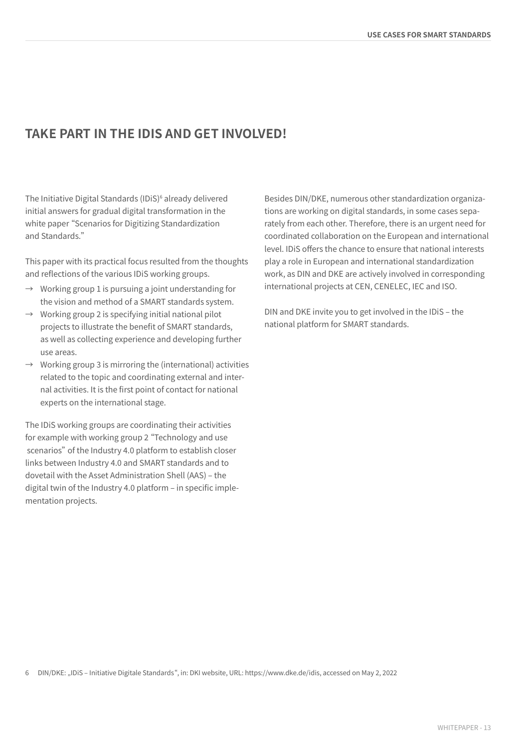## TAKE PART IN THE IDIS AND GET INVOLVED!

The Initiative Digital Standards (IDiS)[6] already delivered initial answers for gradual digital transformation in the white paper “Scenarios for Digitizing Standardization and Standards.”

This paper with its practical focus resulted from the thoughts and reflections of the various IDiS working groups.

- → Working group 1 is pursuing a joint understanding for the vision and method of a SMART standards system.
- → Working group 2 is specifying initial national pilot projects to illustrate the benefit of SMART standards, as well as collecting experience and developing further use areas.
- → Working group 3 is mirroring the (international) activities related to the topic and coordinating external and internal activities. It is the first point of contact for national experts on the international stage.

The IDiS working groups are coordinating their activities for example with working group 2 “Technology and use scenarios” of the Industry 4.0 platform to establish closer links between Industry 4.0 and SMART standards and to dovetail with the Asset Administration Shell (AAS) – the digital twin of the Industry 4.0 platform – in specific implementation projects.

Besides DIN/DKE, numerous other standardization organizations are working on digital standards, in some cases separately from each other. Therefore, there is an urgent need for coordinated collaboration on the European and international level. IDiS offers the chance to ensure that national interests play a role in European and international standardization work, as DIN and DKE are actively involved in corresponding international projects at CEN, CENELEC, IEC and ISO.

DIN and DKE invite you to get involved in the IDiS – the national platform for SMART standards.

6 DIN/DKE: „IDiS – Initiative Digitale Standards“, in: DKI website, URL: https://www.dke.de/idis, accessed on May 2, 2022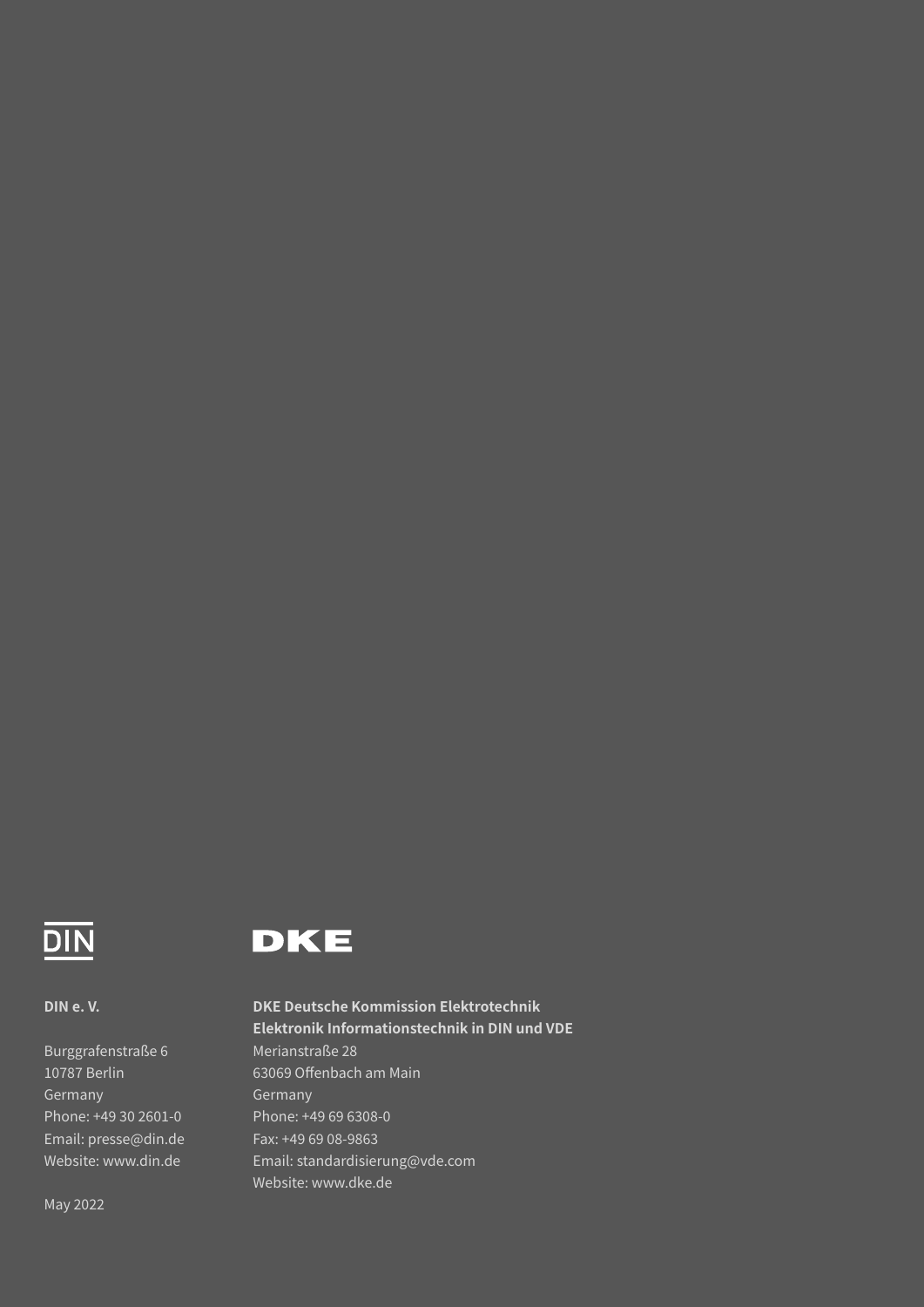DIN

DKE

**DIN e. V.**

Burggrafenstraße 6
10787 Berlin
Germany
Phone: +49 30 2601-0
Email: presse@din.de
Website: www.din.de

May 2022

**DKE Deutsche Kommission Elektrotechnik Elektronik Informationstechnik in DIN und VDE**
Merianstraße 28
63069 Offenbach am Main
Germany
Phone: +49 69 6308-0
Fax: +49 69 08-9863
Email: standardisierung@vde.com
Website: www.dke.de